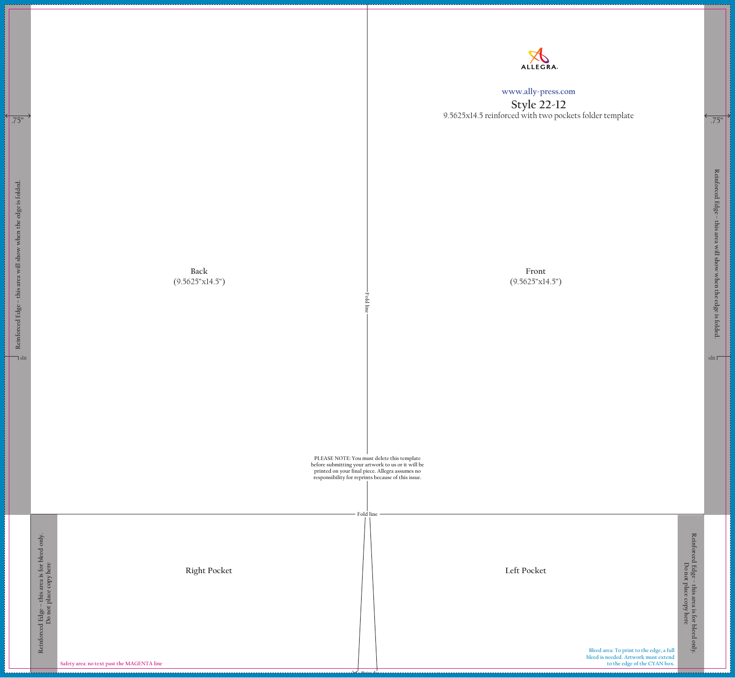ALLEGRA.

www.ally-press.com

## Style 22-12

9.5625x14.5 reinforced with two pockets folder template

.75”

Reinforced Edge – this area will show when the edge is folded.

slit

Back
(9.5625”x14.5”)

Fold line

Front
(9.5625”x14.5”)

.75”

Reinforced Edge – this area will show when the edge is folded.

slit

PLEASE NOTE: You must delete this template before submitting your artwork to us or it will be printed on your final piece. Allegra assumes no responsibility for reprints because of this issue.

Fold line

Reinforced Edge – this area is for bleed only. Do not place copy here

Right Pocket

Left Pocket

Reinforced Edge – this area is for bleed only. Do not place copy here

Safety area: no text past the MAGENTA line

Bleed area: To print to the edge, a full bleed is needed. Artwork must extend to the edge of the CYAN box.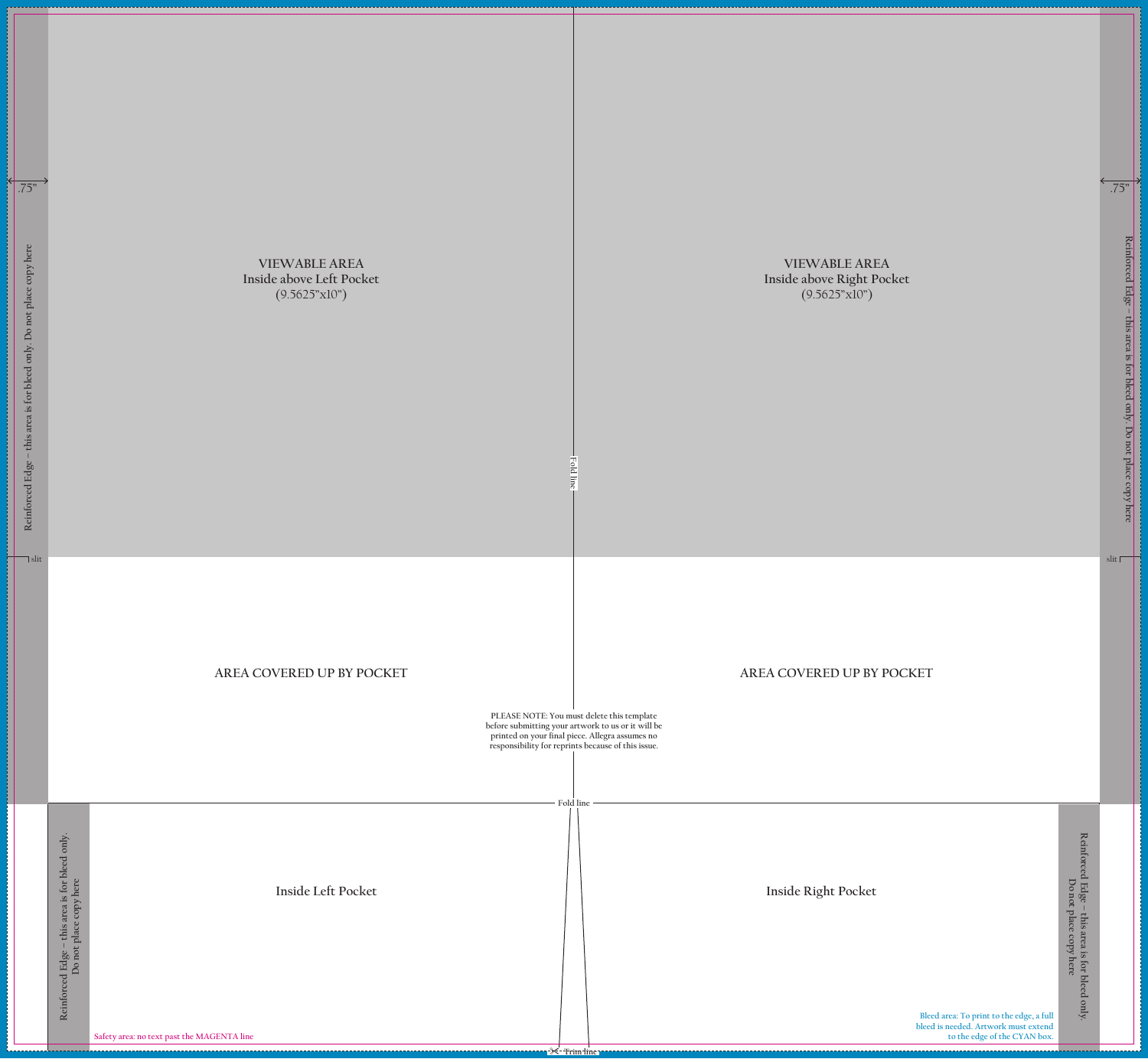.75”

Reinforced Edge – this area is for bleed only. Do not place copy here

VIEWABLE AREA
Inside above Left Pocket
(9.5625”x10”)

Fold line

.75”

VIEWABLE AREA
Inside above Right Pocket
(9.5625”x10”)

Reinforced Edge – this area is for bleed only. Do not place copy here

slit

slit

AREA COVERED UP BY POCKET

AREA COVERED UP BY POCKET

PLEASE NOTE: You must delete this template before submitting your artwork to us or it will be printed on your final piece. Allegra assumes no responsibility for reprints because of this issue.

Fold line

Reinforced Edge – this area is for bleed only. Do not place copy here

Inside Left Pocket

Inside Right Pocket

Reinforced Edge – this area is for bleed only. Do not place copy here

Safety area: no text past the MAGENTA line

Trim line

Bleed area: To print to the edge, a full bleed is needed. Artwork must extend to the edge of the CYAN box.